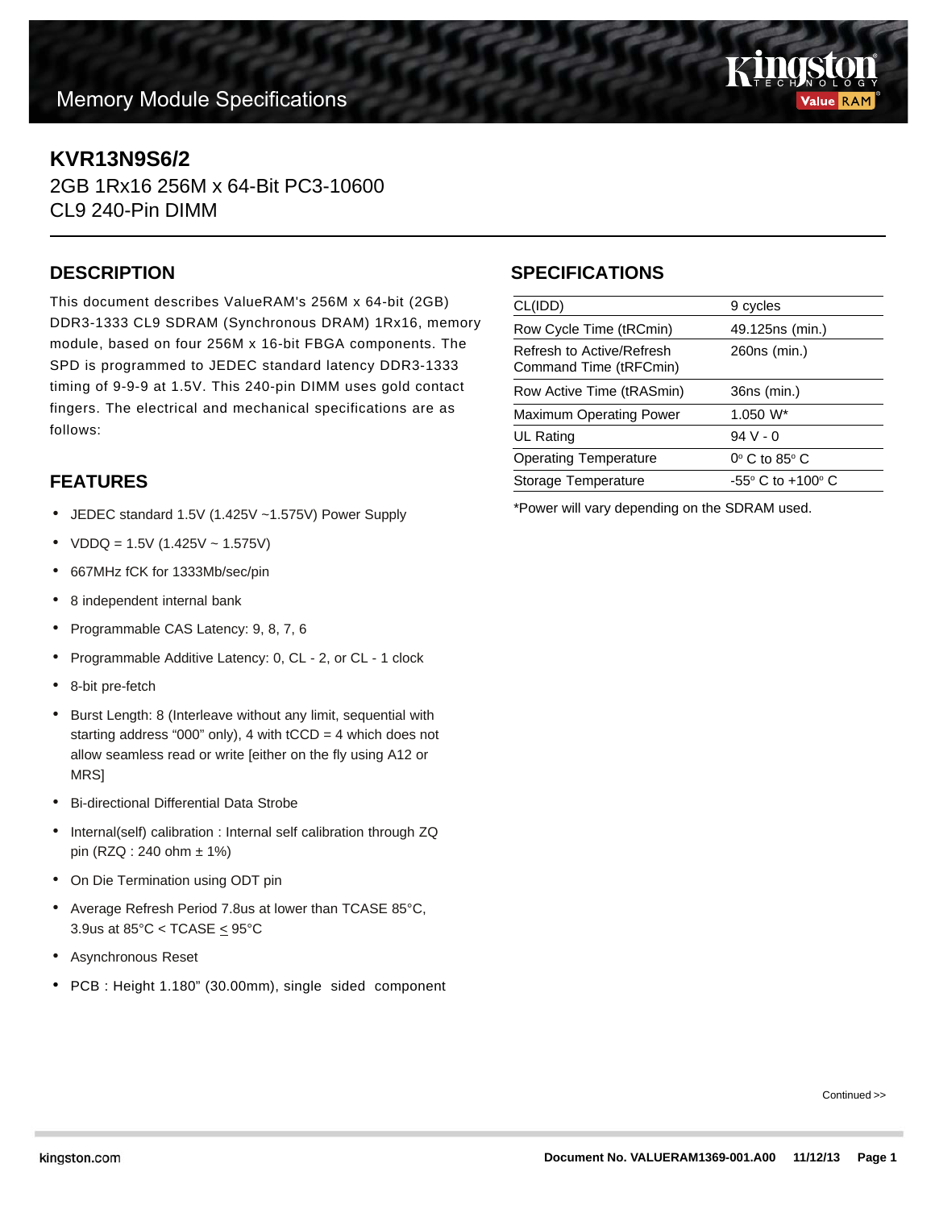Memory Module Specifications

# KVR13N9S6/2

2GB 1Rx16 256M x 64-Bit PC3-10600
CL9 240-Pin DIMM

## DESCRIPTION

This document describes ValueRAM's 256M x 64-bit (2GB) DDR3-1333 CL9 SDRAM (Synchronous DRAM) 1Rx16, memory module, based on four 256M x 16-bit FBGA components. The SPD is programmed to JEDEC standard latency DDR3-1333 timing of 9-9-9 at 1.5V. This 240-pin DIMM uses gold contact fingers. The electrical and mechanical specifications are as follows:

## FEATURES

- JEDEC standard 1.5V (1.425V ~1.575V) Power Supply
- VDDQ = 1.5V (1.425V ~ 1.575V)
- 667MHz fCK for 1333Mb/sec/pin
- 8 independent internal bank
- Programmable CAS Latency: 9, 8, 7, 6
- Programmable Additive Latency: 0, CL - 2, or CL - 1 clock
- 8-bit pre-fetch
- Burst Length: 8 (Interleave without any limit, sequential with starting address “000” only), 4 with tCCD = 4 which does not allow seamless read or write [either on the fly using A12 or MRS]
- Bi-directional Differential Data Strobe
- Internal(self) calibration : Internal self calibration through ZQ pin (RZQ : 240 ohm ± 1%)
- On Die Termination using ODT pin
- Average Refresh Period 7.8us at lower than TCASE 85°C, 3.9us at 85°C < TCASE ≤ 95°C
- Asynchronous Reset
- PCB : Height 1.180” (30.00mm), single sided component

## SPECIFICATIONS

| | |
|---|---|
| CL(IDD) | 9 cycles |
| Row Cycle Time (tRCmin) | 49.125ns (min.) |
| Refresh to Active/Refresh Command Time (tRFCmin) | 260ns (min.) |
| Row Active Time (tRASmin) | 36ns (min.) |
| Maximum Operating Power | 1.050 W* |
| UL Rating | 94 V - 0 |
| Operating Temperature | 0° C to 85° C |
| Storage Temperature | -55° C to +100° C |

*Power will vary depending on the SDRAM used.

Continued >>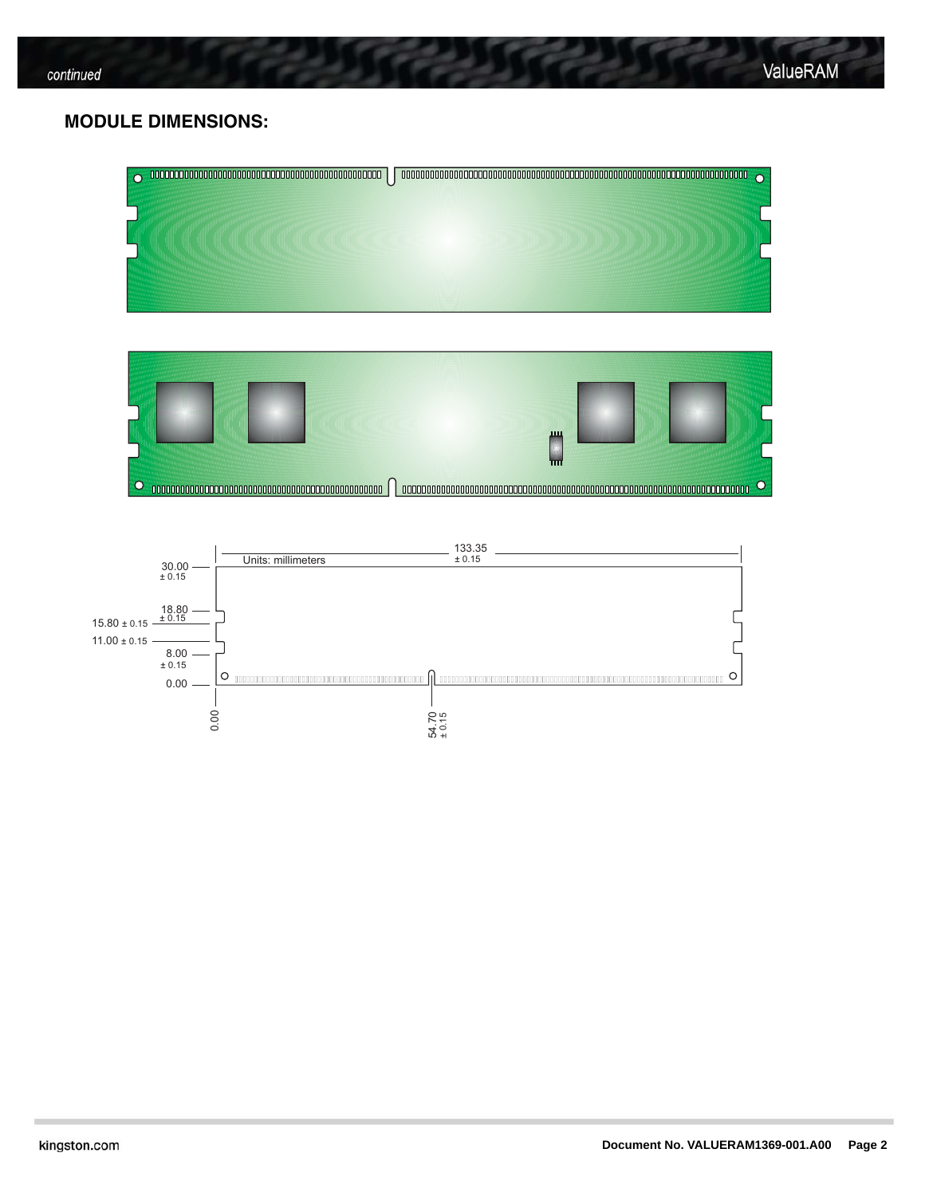## MODULE DIMENSIONS:

Units: millimeters

133.35
± 0.15

30.00
± 0.15

18.80
± 0.15

15.80 ± 0.15

11.00 ± 0.15

8.00
± 0.15

0.00

0.00

54.70
± 0.15